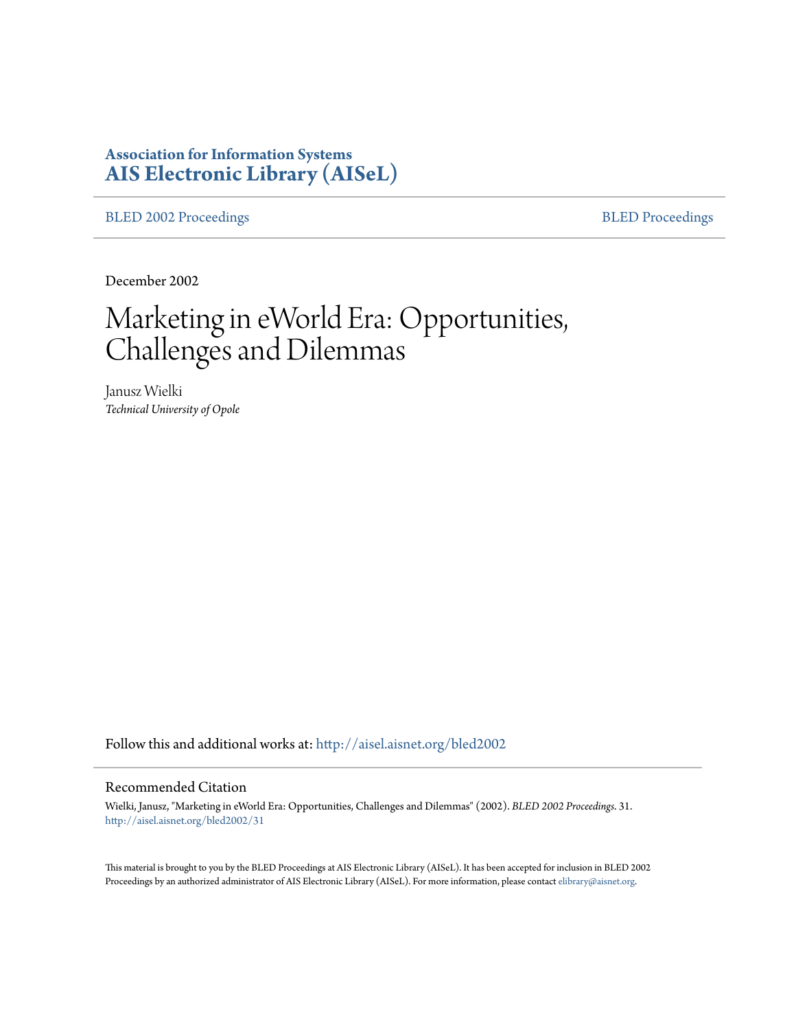# Association for Information Systems
# AIS Electronic Library (AISeL)

BLED 2002 Proceedings | BLED Proceedings

December 2002

# Marketing in eWorld Era: Opportunities, Challenges and Dilemmas

Janusz Wielki

*Technical University of Opole*

Follow this and additional works at: http://aisel.aisnet.org/bled2002

## Recommended Citation

Wielki, Janusz, "Marketing in eWorld Era: Opportunities, Challenges and Dilemmas" (2002). *BLED 2002 Proceedings*. 31. http://aisel.aisnet.org/bled2002/31

This material is brought to you by the BLED Proceedings at AIS Electronic Library (AISeL). It has been accepted for inclusion in BLED 2002 Proceedings by an authorized administrator of AIS Electronic Library (AISeL). For more information, please contact elibrary@aisnet.org.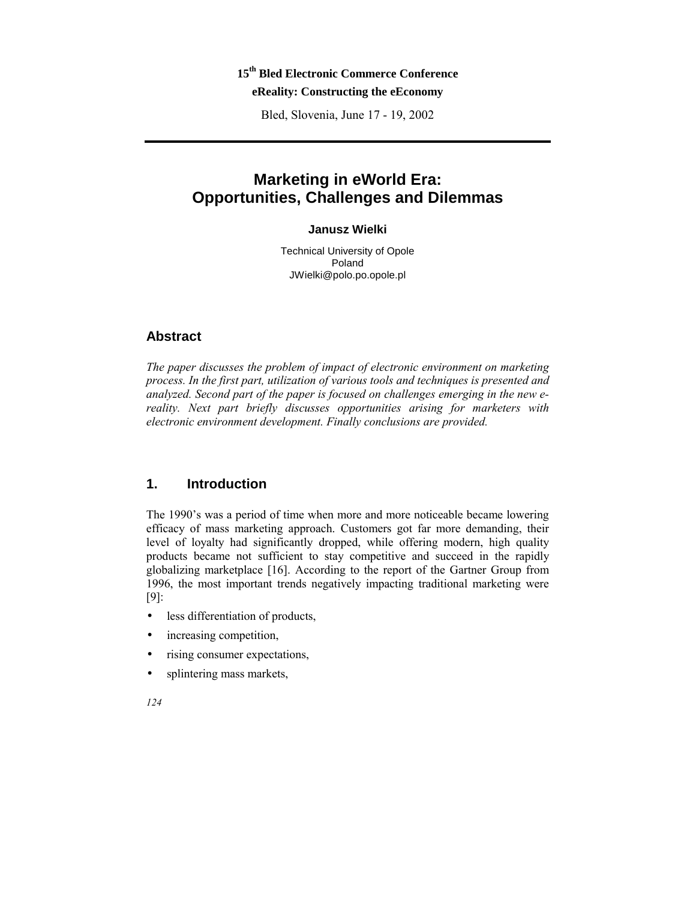**15th Bled Electronic Commerce Conference**

**eReality: Constructing the eEconomy**

Bled, Slovenia, June 17 - 19, 2002

# Marketing in eWorld Era: Opportunities, Challenges and Dilemmas

**Janusz Wielki**

Technical University of Opole
Poland
JWielki@polo.po.opole.pl

## Abstract

*The paper discusses the problem of impact of electronic environment on marketing process. In the first part, utilization of various tools and techniques is presented and analyzed. Second part of the paper is focused on challenges emerging in the new e-reality. Next part briefly discusses opportunities arising for marketers with electronic environment development. Finally conclusions are provided.*

## 1. Introduction

The 1990's was a period of time when more and more noticeable became lowering efficacy of mass marketing approach. Customers got far more demanding, their level of loyalty had significantly dropped, while offering modern, high quality products became not sufficient to stay competitive and succeed in the rapidly globalizing marketplace [16]. According to the report of the Gartner Group from 1996, the most important trends negatively impacting traditional marketing were [9]:

- less differentiation of products,
- increasing competition,
- rising consumer expectations,
- splintering mass markets,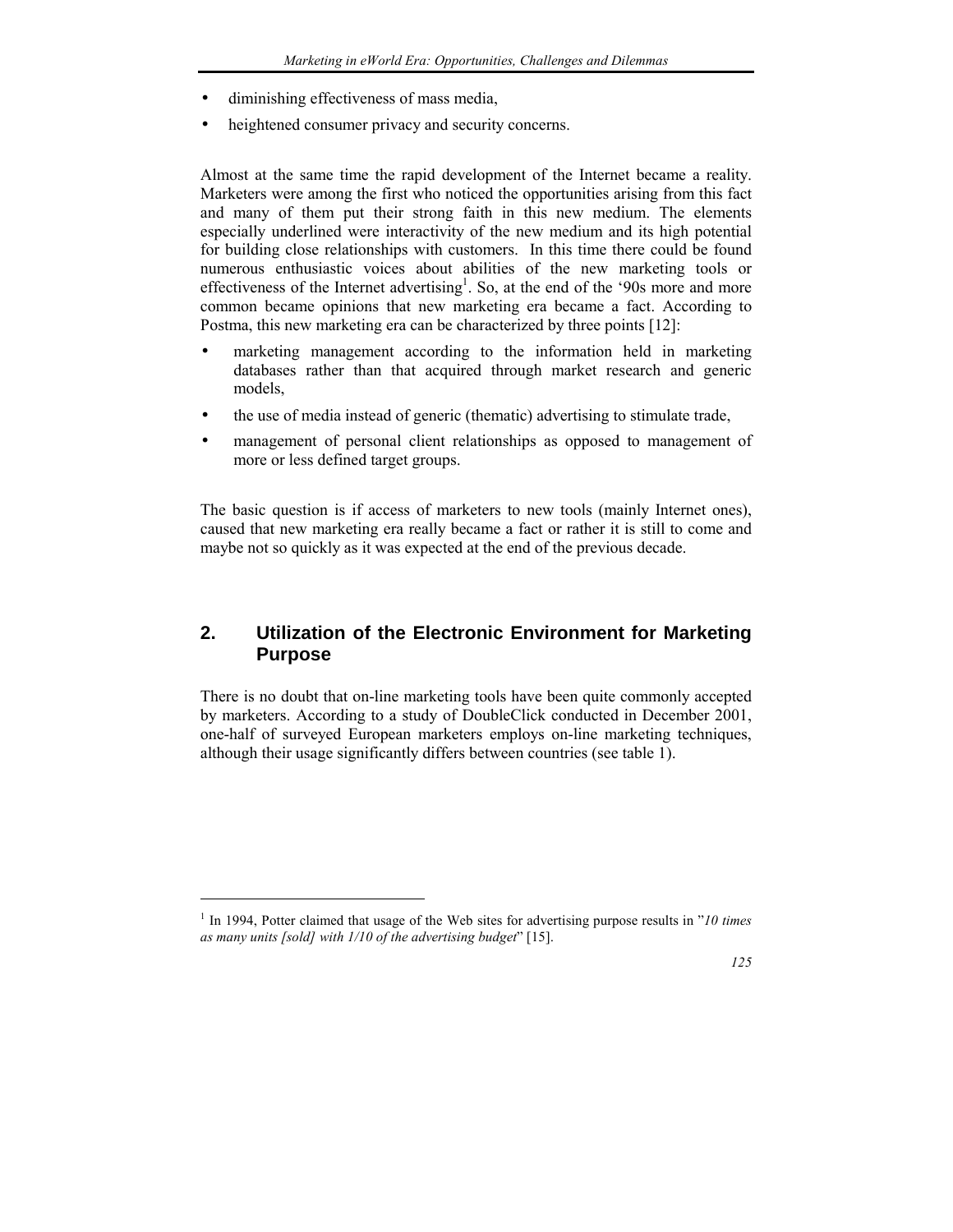- diminishing effectiveness of mass media,
- heightened consumer privacy and security concerns.

Almost at the same time the rapid development of the Internet became a reality. Marketers were among the first who noticed the opportunities arising from this fact and many of them put their strong faith in this new medium. The elements especially underlined were interactivity of the new medium and its high potential for building close relationships with customers. In this time there could be found numerous enthusiastic voices about abilities of the new marketing tools or effectiveness of the Internet advertising[1]. So, at the end of the '90s more and more common became opinions that new marketing era became a fact. According to Postma, this new marketing era can be characterized by three points [12]:

- marketing management according to the information held in marketing databases rather than that acquired through market research and generic models,
- the use of media instead of generic (thematic) advertising to stimulate trade,
- management of personal client relationships as opposed to management of more or less defined target groups.

The basic question is if access of marketers to new tools (mainly Internet ones), caused that new marketing era really became a fact or rather it is still to come and maybe not so quickly as it was expected at the end of the previous decade.

## 2. Utilization of the Electronic Environment for Marketing Purpose

There is no doubt that on-line marketing tools have been quite commonly accepted by marketers. According to a study of DoubleClick conducted in December 2001, one-half of surveyed European marketers employs on-line marketing techniques, although their usage significantly differs between countries (see table 1).

---

[1] In 1994, Potter claimed that usage of the Web sites for advertising purpose results in "*10 times as many units [sold] with 1/10 of the advertising budget*" [15].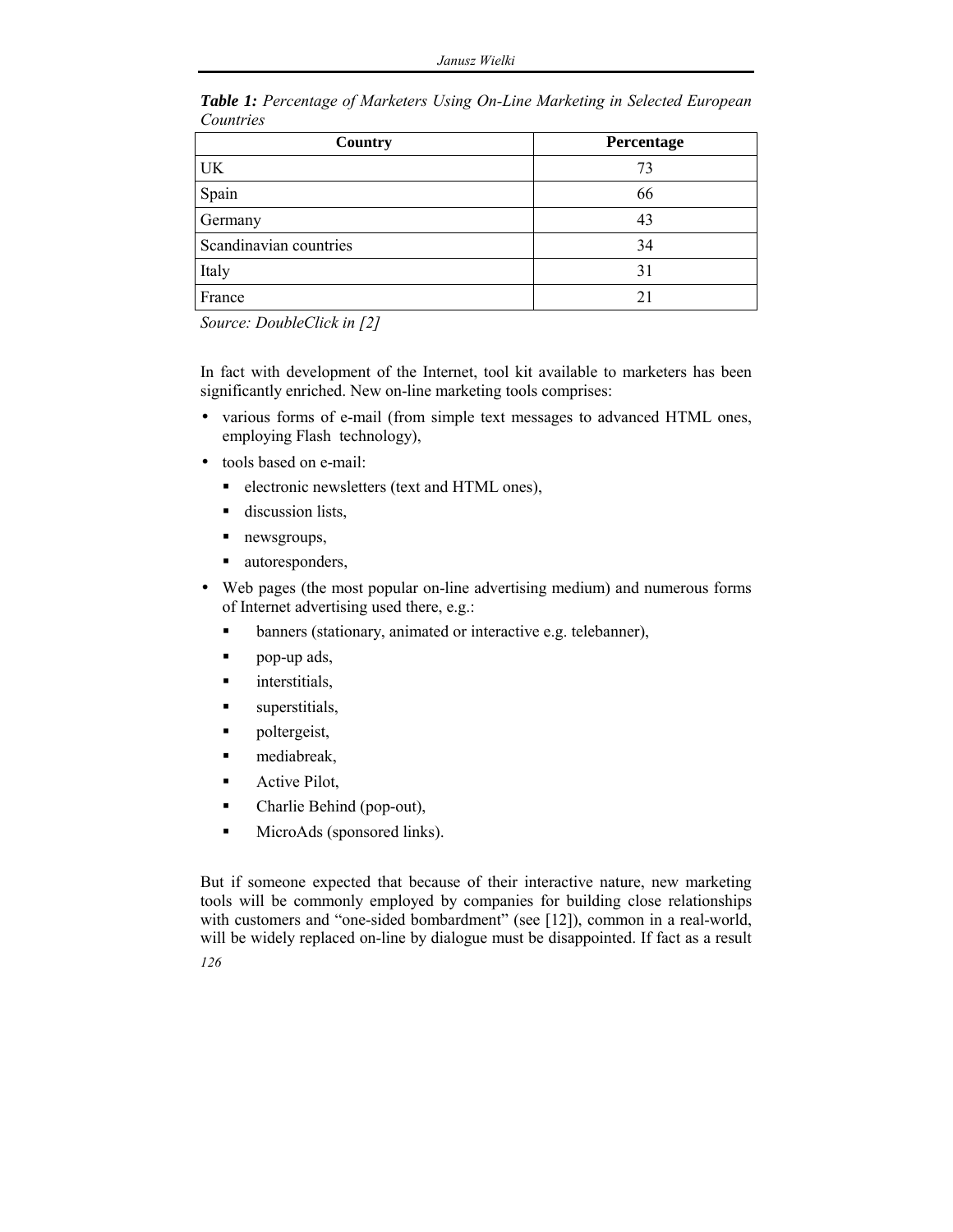***Table 1:*** *Percentage of Marketers Using On-Line Marketing in Selected European Countries*

| Country | Percentage |
| --- | --- |
| UK | 73 |
| Spain | 66 |
| Germany | 43 |
| Scandinavian countries | 34 |
| Italy | 31 |
| France | 21 |

*Source: DoubleClick in [2]*

In fact with development of the Internet, tool kit available to marketers has been significantly enriched. New on-line marketing tools comprises:

- various forms of e-mail (from simple text messages to advanced HTML ones, employing Flash technology),
- tools based on e-mail:
  - electronic newsletters (text and HTML ones),
  - discussion lists,
  - newsgroups,
  - autoresponders,
- Web pages (the most popular on-line advertising medium) and numerous forms of Internet advertising used there, e.g.:
  - banners (stationary, animated or interactive e.g. telebanner),
  - pop-up ads,
  - interstitials,
  - superstitials,
  - poltergeist,
  - mediabreak,
  - Active Pilot,
  - Charlie Behind (pop-out),
  - MicroAds (sponsored links).

But if someone expected that because of their interactive nature, new marketing tools will be commonly employed by companies for building close relationships with customers and "one-sided bombardment" (see [12]), common in a real-world, will be widely replaced on-line by dialogue must be disappointed. If fact as a result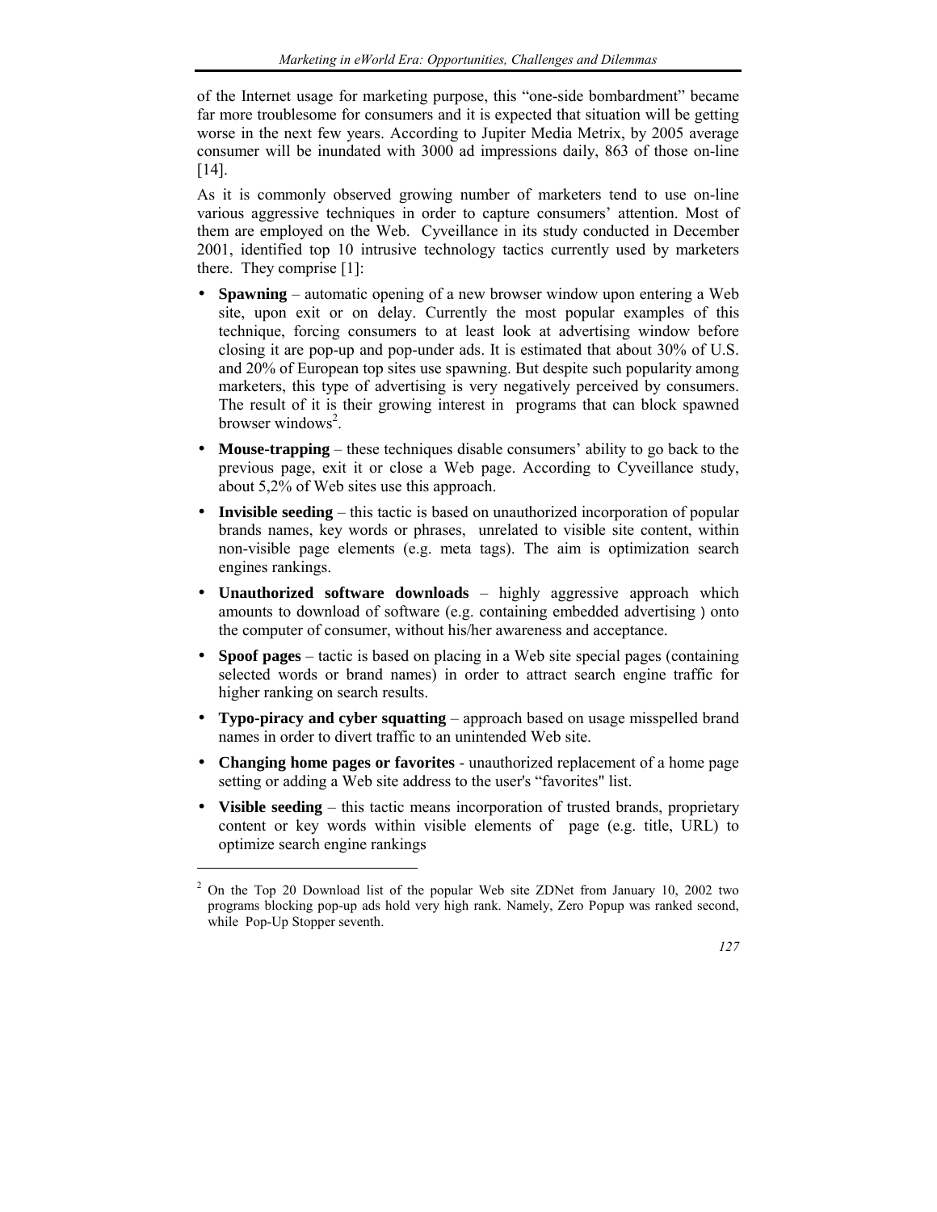of the Internet usage for marketing purpose, this "one-side bombardment" became far more troublesome for consumers and it is expected that situation will be getting worse in the next few years. According to Jupiter Media Metrix, by 2005 average consumer will be inundated with 3000 ad impressions daily, 863 of those on-line [14].

As it is commonly observed growing number of marketers tend to use on-line various aggressive techniques in order to capture consumers' attention. Most of them are employed on the Web. Cyveillance in its study conducted in December 2001, identified top 10 intrusive technology tactics currently used by marketers there. They comprise [1]:

- **Spawning** – automatic opening of a new browser window upon entering a Web site, upon exit or on delay. Currently the most popular examples of this technique, forcing consumers to at least look at advertising window before closing it are pop-up and pop-under ads. It is estimated that about 30% of U.S. and 20% of European top sites use spawning. But despite such popularity among marketers, this type of advertising is very negatively perceived by consumers. The result of it is their growing interest in programs that can block spawned browser windows[2].
- **Mouse-trapping** – these techniques disable consumers' ability to go back to the previous page, exit it or close a Web page. According to Cyveillance study, about 5,2% of Web sites use this approach.
- **Invisible seeding** – this tactic is based on unauthorized incorporation of popular brands names, key words or phrases, unrelated to visible site content, within non-visible page elements (e.g. meta tags). The aim is optimization search engines rankings.
- **Unauthorized software downloads** – highly aggressive approach which amounts to download of software (e.g. containing embedded advertising ) onto the computer of consumer, without his/her awareness and acceptance.
- **Spoof pages** – tactic is based on placing in a Web site special pages (containing selected words or brand names) in order to attract search engine traffic for higher ranking on search results.
- **Typo-piracy and cyber squatting** – approach based on usage misspelled brand names in order to divert traffic to an unintended Web site.
- **Changing home pages or favorites** - unauthorized replacement of a home page setting or adding a Web site address to the user's "favorites" list.
- **Visible seeding** – this tactic means incorporation of trusted brands, proprietary content or key words within visible elements of page (e.g. title, URL) to optimize search engine rankings

---

[2] On the Top 20 Download list of the popular Web site ZDNet from January 10, 2002 two programs blocking pop-up ads hold very high rank. Namely, Zero Popup was ranked second, while Pop-Up Stopper seventh.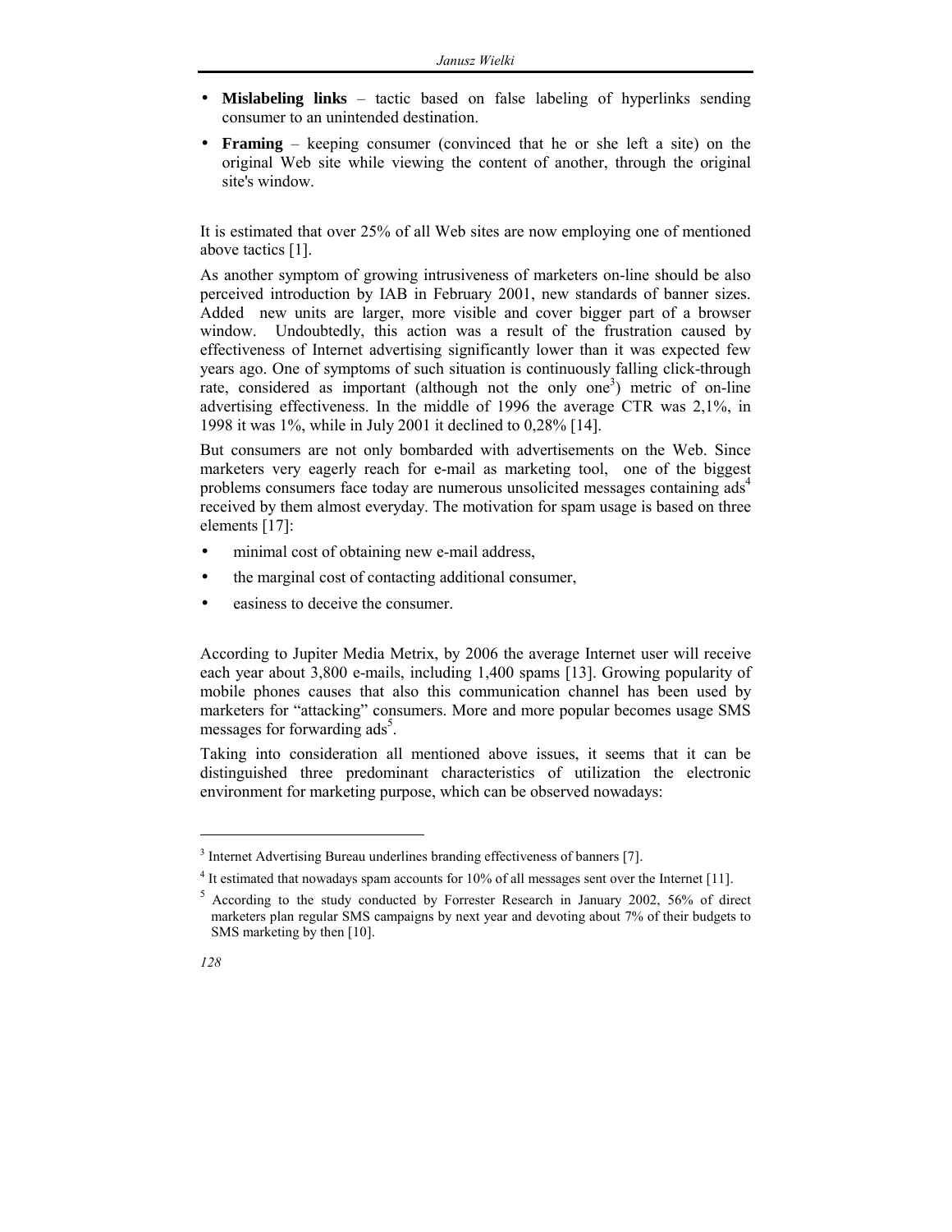- **Mislabeling links** – tactic based on false labeling of hyperlinks sending consumer to an unintended destination.
- **Framing** – keeping consumer (convinced that he or she left a site) on the original Web site while viewing the content of another, through the original site's window.

It is estimated that over 25% of all Web sites are now employing one of mentioned above tactics [1].

As another symptom of growing intrusiveness of marketers on-line should be also perceived introduction by IAB in February 2001, new standards of banner sizes. Added new units are larger, more visible and cover bigger part of a browser window. Undoubtedly, this action was a result of the frustration caused by effectiveness of Internet advertising significantly lower than it was expected few years ago. One of symptoms of such situation is continuously falling click-through rate, considered as important (although not the only one[3]) metric of on-line advertising effectiveness. In the middle of 1996 the average CTR was 2,1%, in 1998 it was 1%, while in July 2001 it declined to 0,28% [14].

But consumers are not only bombarded with advertisements on the Web. Since marketers very eagerly reach for e-mail as marketing tool, one of the biggest problems consumers face today are numerous unsolicited messages containing ads[4] received by them almost everyday. The motivation for spam usage is based on three elements [17]:

- minimal cost of obtaining new e-mail address,
- the marginal cost of contacting additional consumer,
- easiness to deceive the consumer.

According to Jupiter Media Metrix, by 2006 the average Internet user will receive each year about 3,800 e-mails, including 1,400 spams [13]. Growing popularity of mobile phones causes that also this communication channel has been used by marketers for "attacking" consumers. More and more popular becomes usage SMS messages for forwarding ads[5].

Taking into consideration all mentioned above issues, it seems that it can be distinguished three predominant characteristics of utilization the electronic environment for marketing purpose, which can be observed nowadays:

---

[3] Internet Advertising Bureau underlines branding effectiveness of banners [7].

[4] It estimated that nowadays spam accounts for 10% of all messages sent over the Internet [11].

[5] According to the study conducted by Forrester Research in January 2002, 56% of direct marketers plan regular SMS campaigns by next year and devoting about 7% of their budgets to SMS marketing by then [10].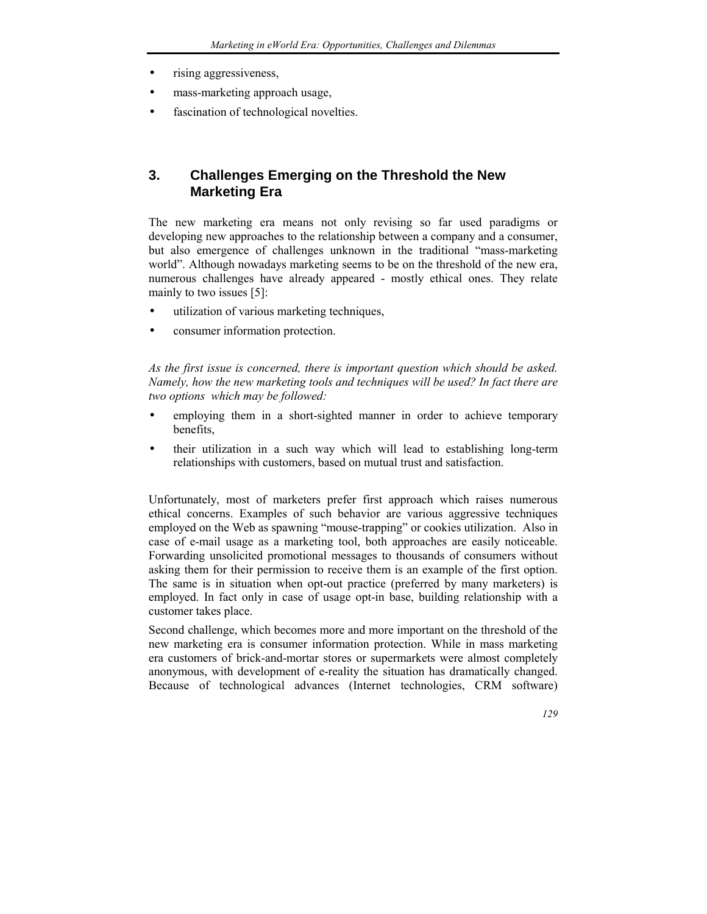- rising aggressiveness,
- mass-marketing approach usage,
- fascination of technological novelties.

## 3. Challenges Emerging on the Threshold the New Marketing Era

The new marketing era means not only revising so far used paradigms or developing new approaches to the relationship between a company and a consumer, but also emergence of challenges unknown in the traditional "mass-marketing world". Although nowadays marketing seems to be on the threshold of the new era, numerous challenges have already appeared - mostly ethical ones. They relate mainly to two issues [5]:

- utilization of various marketing techniques,
- consumer information protection.

*As the first issue is concerned, there is important question which should be asked. Namely, how the new marketing tools and techniques will be used? In fact there are two options which may be followed:*

- employing them in a short-sighted manner in order to achieve temporary benefits,
- their utilization in a such way which will lead to establishing long-term relationships with customers, based on mutual trust and satisfaction.

Unfortunately, most of marketers prefer first approach which raises numerous ethical concerns. Examples of such behavior are various aggressive techniques employed on the Web as spawning "mouse-trapping" or cookies utilization. Also in case of e-mail usage as a marketing tool, both approaches are easily noticeable. Forwarding unsolicited promotional messages to thousands of consumers without asking them for their permission to receive them is an example of the first option. The same is in situation when opt-out practice (preferred by many marketers) is employed. In fact only in case of usage opt-in base, building relationship with a customer takes place.

Second challenge, which becomes more and more important on the threshold of the new marketing era is consumer information protection. While in mass marketing era customers of brick-and-mortar stores or supermarkets were almost completely anonymous, with development of e-reality the situation has dramatically changed. Because of technological advances (Internet technologies, CRM software)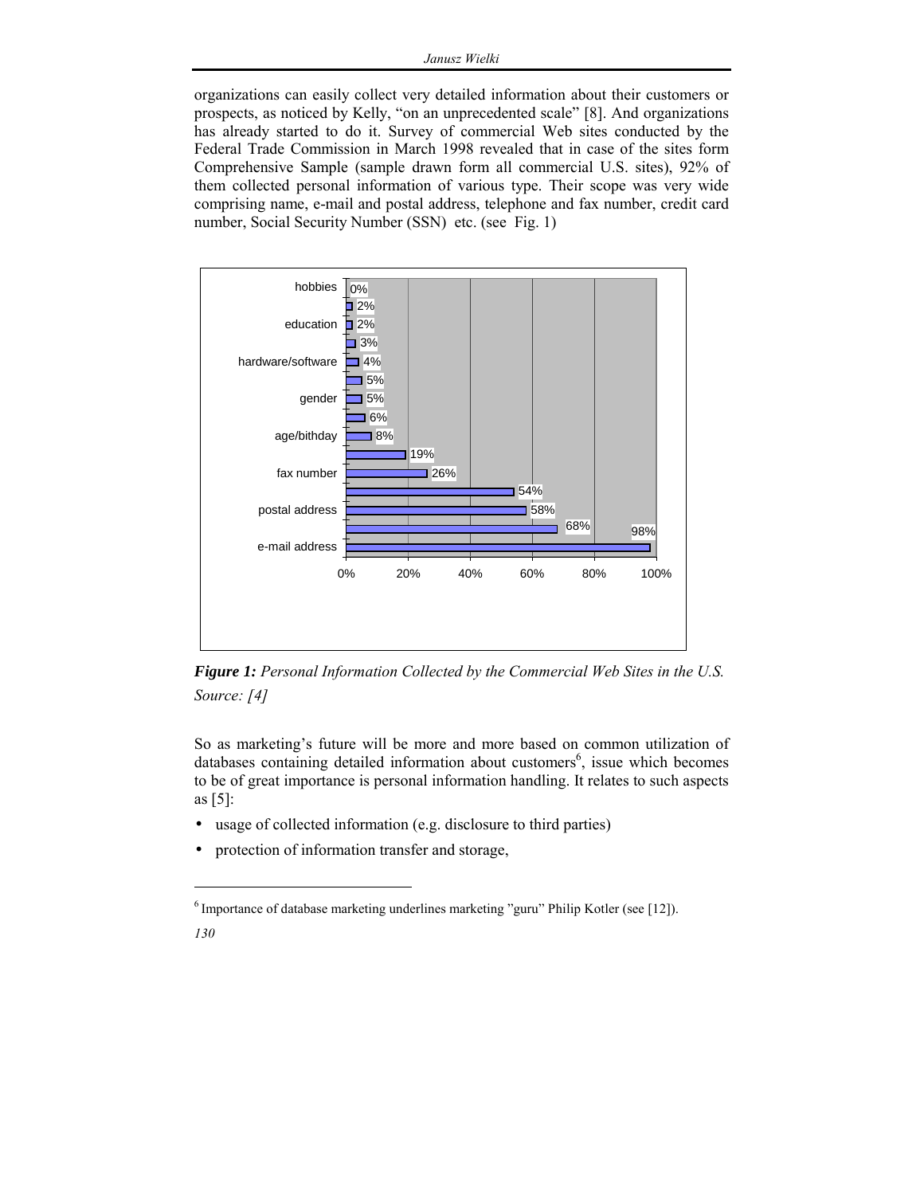organizations can easily collect very detailed information about their customers or prospects, as noticed by Kelly, "on an unprecedented scale" [8]. And organizations has already started to do it. Survey of commercial Web sites conducted by the Federal Trade Commission in March 1998 revealed that in case of the sites form Comprehensive Sample (sample drawn form all commercial U.S. sites), 92% of them collected personal information of various type. Their scope was very wide comprising name, e-mail and postal address, telephone and fax number, credit card number, Social Security Number (SSN) etc. (see Fig. 1)

***Figure 1:*** *Personal Information Collected by the Commercial Web Sites in the U.S. Source: [4]*

So as marketing's future will be more and more based on common utilization of databases containing detailed information about customers[6], issue which becomes to be of great importance is personal information handling. It relates to such aspects as [5]:

- usage of collected information (e.g. disclosure to third parties)
- protection of information transfer and storage,

[6] Importance of database marketing underlines marketing "guru" Philip Kotler (see [12]).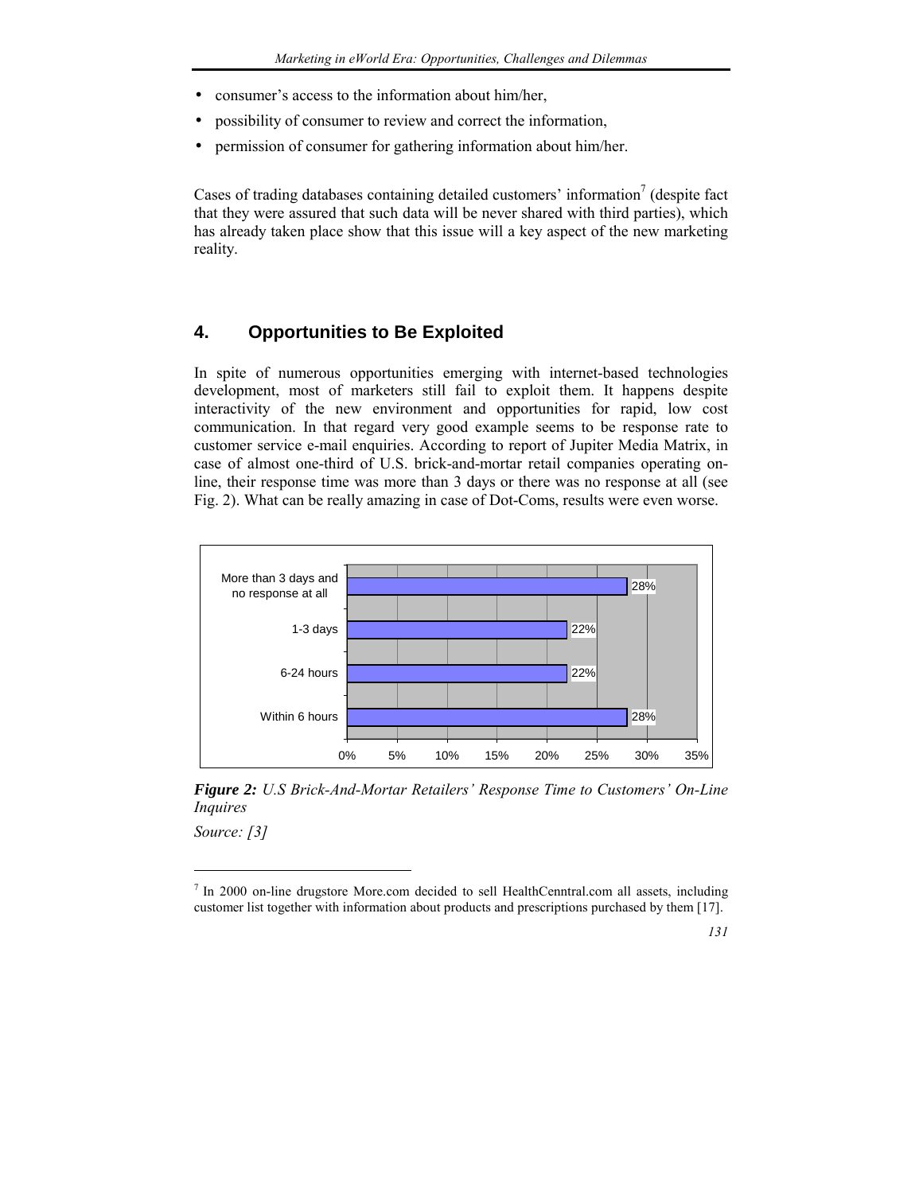- consumer's access to the information about him/her,
- possibility of consumer to review and correct the information,
- permission of consumer for gathering information about him/her.

Cases of trading databases containing detailed customers' information[7] (despite fact that they were assured that such data will be never shared with third parties), which has already taken place show that this issue will a key aspect of the new marketing reality.

## 4. Opportunities to Be Exploited

In spite of numerous opportunities emerging with internet-based technologies development, most of marketers still fail to exploit them. It happens despite interactivity of the new environment and opportunities for rapid, low cost communication. In that regard very good example seems to be response rate to customer service e-mail enquiries. According to report of Jupiter Media Matrix, in case of almost one-third of U.S. brick-and-mortar retail companies operating on-line, their response time was more than 3 days or there was no response at all (see Fig. 2). What can be really amazing in case of Dot-Coms, results were even worse.

| Response time | Share |
|---|---|
| More than 3 days and no response at all | 28% |
| 1-3 days | 22% |
| 6-24 hours | 22% |
| Within 6 hours | 28% |

***Figure 2:*** *U.S Brick-And-Mortar Retailers' Response Time to Customers' On-Line Inquires*

*Source: [3]*

---

[7] In 2000 on-line drugstore More.com decided to sell HealthCenntral.com all assets, including customer list together with information about products and prescriptions purchased by them [17].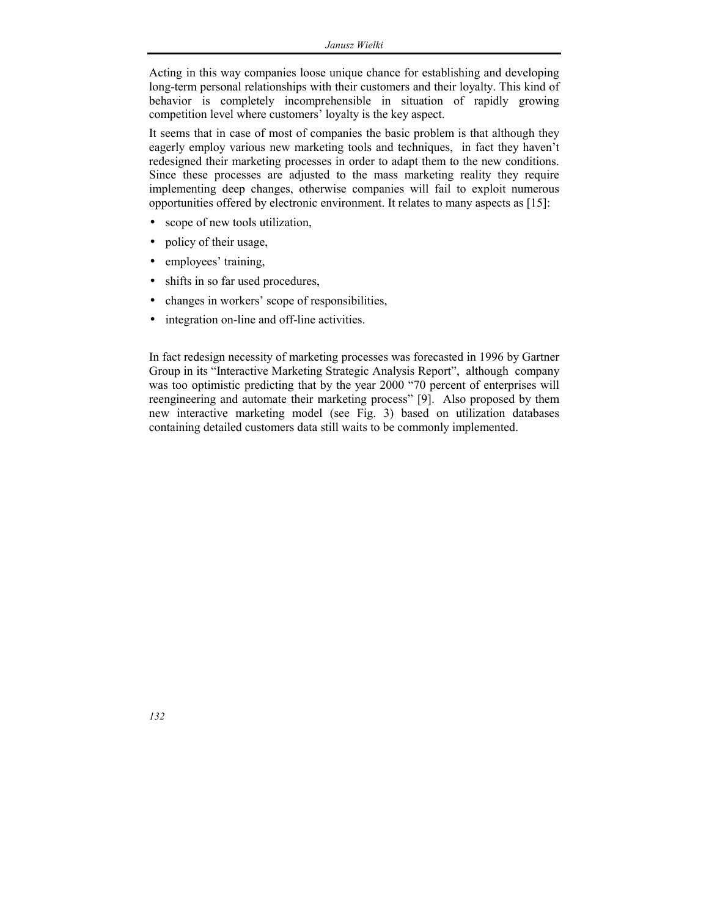Acting in this way companies loose unique chance for establishing and developing long-term personal relationships with their customers and their loyalty. This kind of behavior is completely incomprehensible in situation of rapidly growing competition level where customers' loyalty is the key aspect.

It seems that in case of most of companies the basic problem is that although they eagerly employ various new marketing tools and techniques, in fact they haven't redesigned their marketing processes in order to adapt them to the new conditions. Since these processes are adjusted to the mass marketing reality they require implementing deep changes, otherwise companies will fail to exploit numerous opportunities offered by electronic environment. It relates to many aspects as [15]:

- scope of new tools utilization,
- policy of their usage,
- employees' training,
- shifts in so far used procedures,
- changes in workers' scope of responsibilities,
- integration on-line and off-line activities.

In fact redesign necessity of marketing processes was forecasted in 1996 by Gartner Group in its "Interactive Marketing Strategic Analysis Report", although company was too optimistic predicting that by the year 2000 "70 percent of enterprises will reengineering and automate their marketing process" [9]. Also proposed by them new interactive marketing model (see Fig. 3) based on utilization databases containing detailed customers data still waits to be commonly implemented.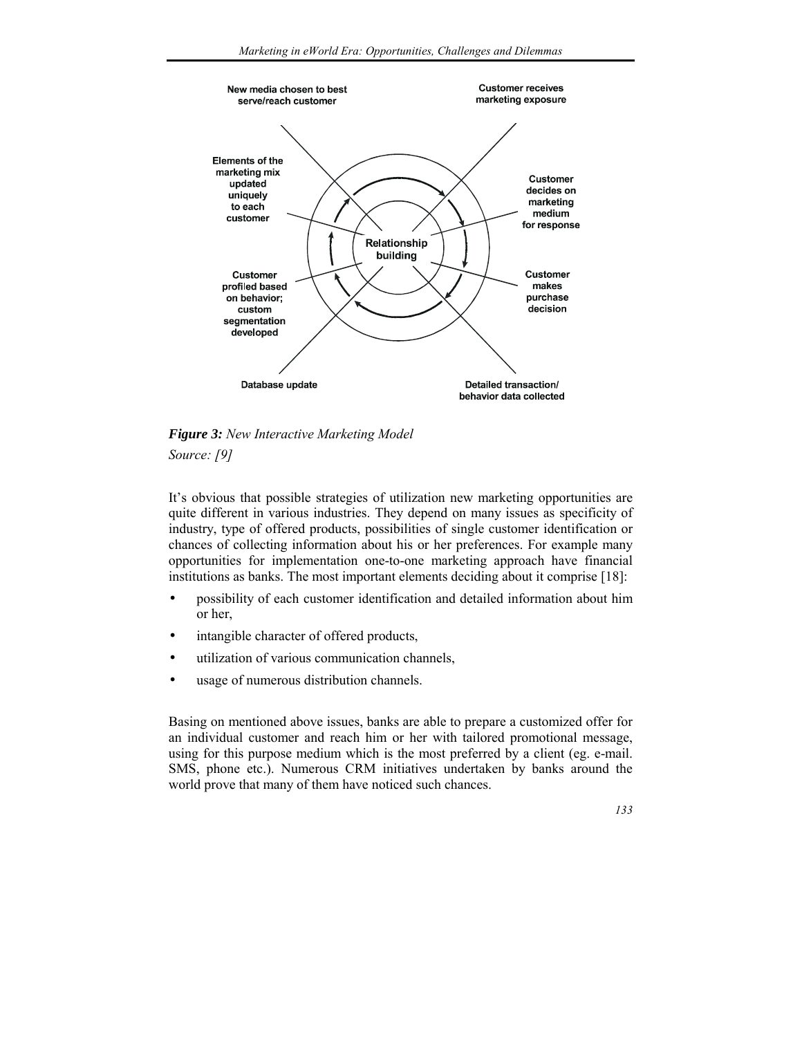New media chosen to best serve/reach customer

Customer receives marketing exposure

Customer decides on marketing medium for response

Customer makes purchase decision

Detailed transaction/ behavior data collected

Database update

Customer profiled based on behavior; custom segmentation developed

Elements of the marketing mix updated uniquely to each customer

Relationship building

***Figure 3:*** *New Interactive Marketing Model*

*Source: [9]*

It's obvious that possible strategies of utilization new marketing opportunities are quite different in various industries. They depend on many issues as specificity of industry, type of offered products, possibilities of single customer identification or chances of collecting information about his or her preferences. For example many opportunities for implementation one-to-one marketing approach have financial institutions as banks. The most important elements deciding about it comprise [18]:

- possibility of each customer identification and detailed information about him or her,
- intangible character of offered products,
- utilization of various communication channels,
- usage of numerous distribution channels.

Basing on mentioned above issues, banks are able to prepare a customized offer for an individual customer and reach him or her with tailored promotional message, using for this purpose medium which is the most preferred by a client (eg. e-mail. SMS, phone etc.). Numerous CRM initiatives undertaken by banks around the world prove that many of them have noticed such chances.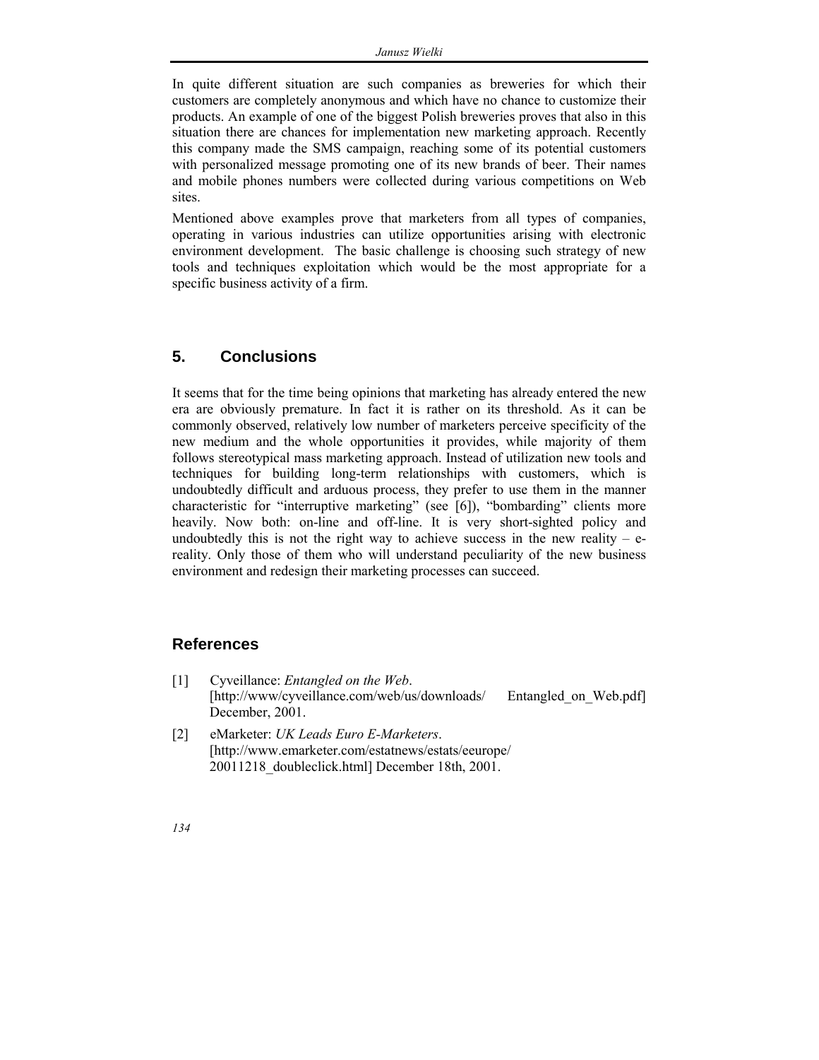In quite different situation are such companies as breweries for which their customers are completely anonymous and which have no chance to customize their products. An example of one of the biggest Polish breweries proves that also in this situation there are chances for implementation new marketing approach. Recently this company made the SMS campaign, reaching some of its potential customers with personalized message promoting one of its new brands of beer. Their names and mobile phones numbers were collected during various competitions on Web sites.

Mentioned above examples prove that marketers from all types of companies, operating in various industries can utilize opportunities arising with electronic environment development. The basic challenge is choosing such strategy of new tools and techniques exploitation which would be the most appropriate for a specific business activity of a firm.

## 5. Conclusions

It seems that for the time being opinions that marketing has already entered the new era are obviously premature. In fact it is rather on its threshold. As it can be commonly observed, relatively low number of marketers perceive specificity of the new medium and the whole opportunities it provides, while majority of them follows stereotypical mass marketing approach. Instead of utilization new tools and techniques for building long-term relationships with customers, which is undoubtedly difficult and arduous process, they prefer to use them in the manner characteristic for "interruptive marketing" (see [6]), "bombarding" clients more heavily. Now both: on-line and off-line. It is very short-sighted policy and undoubtedly this is not the right way to achieve success in the new reality – e-reality. Only those of them who will understand peculiarity of the new business environment and redesign their marketing processes can succeed.

## References

[1] Cyveillance: *Entangled on the Web*. [http://www/cyveillance.com/web/us/downloads/ Entangled_on_Web.pdf] December, 2001.

[2] eMarketer: *UK Leads Euro E-Marketers*. [http://www.emarketer.com/estatnews/estats/eeurope/ 20011218_doubleclick.html] December 18th, 2001.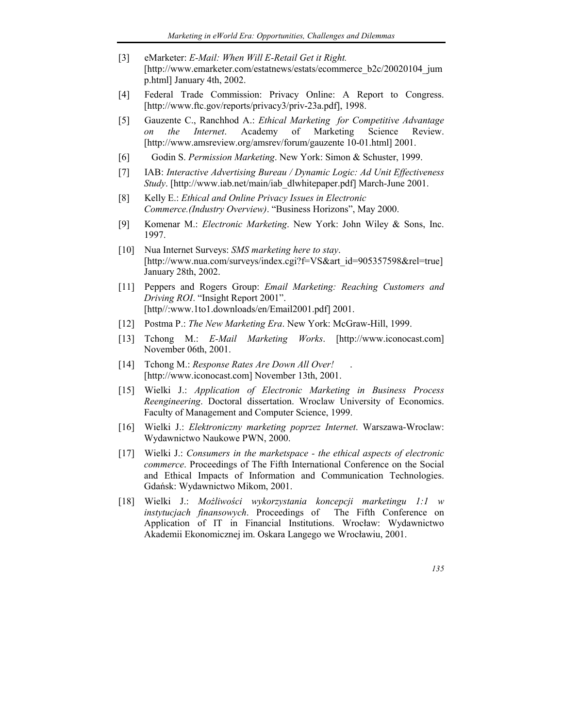[3] eMarketer: *E-Mail: When Will E-Retail Get it Right.* [http://www.emarketer.com/estatnews/estats/ecommerce_b2c/20020104_jump.html] January 4th, 2002.

[4] Federal Trade Commission: Privacy Online: A Report to Congress. [http://www.ftc.gov/reports/privacy3/priv-23a.pdf], 1998.

[5] Gauzente C., Ranchhod A.: *Ethical Marketing for Competitive Advantage on the Internet*. Academy of Marketing Science Review. [http://www.amsreview.org/amsrev/forum/gauzente 10-01.html] 2001.

[6] Godin S. *Permission Marketing*. New York: Simon & Schuster, 1999.

[7] IAB: *Interactive Advertising Bureau / Dynamic Logic: Ad Unit Effectiveness Study*. [http://www.iab.net/main/iab_dlwhitepaper.pdf] March-June 2001.

[8] Kelly E.: *Ethical and Online Privacy Issues in Electronic Commerce.(Industry Overview)*. "Business Horizons", May 2000.

[9] Komenar M.: *Electronic Marketing*. New York: John Wiley & Sons, Inc. 1997.

[10] Nua Internet Surveys: *SMS marketing here to stay*. [http://www.nua.com/surveys/index.cgi?f=VS&art_id=905357598&rel=true] January 28th, 2002.

[11] Peppers and Rogers Group: *Email Marketing: Reaching Customers and Driving ROI*. "Insight Report 2001". [http//:www.1to1.downloads/en/Email2001.pdf] 2001.

[12] Postma P.: *The New Marketing Era*. New York: McGraw-Hill, 1999.

[13] Tchong M.: *E-Mail Marketing Works*. [http://www.iconocast.com] November 06th, 2001.

[14] Tchong M.: *Response Rates Are Down All Over!* . [http://www.iconocast.com] November 13th, 2001.

[15] Wielki J.: *Application of Electronic Marketing in Business Process Reengineering*. Doctoral dissertation. Wroclaw University of Economics. Faculty of Management and Computer Science, 1999.

[16] Wielki J.: *Elektroniczny marketing poprzez Internet*. Warszawa-Wroclaw: Wydawnictwo Naukowe PWN, 2000.

[17] Wielki J.: *Consumers in the marketspace - the ethical aspects of electronic commerce*. Proceedings of The Fifth International Conference on the Social and Ethical Impacts of Information and Communication Technologies. Gdańsk: Wydawnictwo Mikom, 2001.

[18] Wielki J.: *Możliwości wykorzystania koncepcji marketingu 1:1 w instytucjach finansowych*. Proceedings of The Fifth Conference on Application of IT in Financial Institutions. Wrocław: Wydawnictwo Akademii Ekonomicznej im. Oskara Langego we Wrocławiu, 2001.